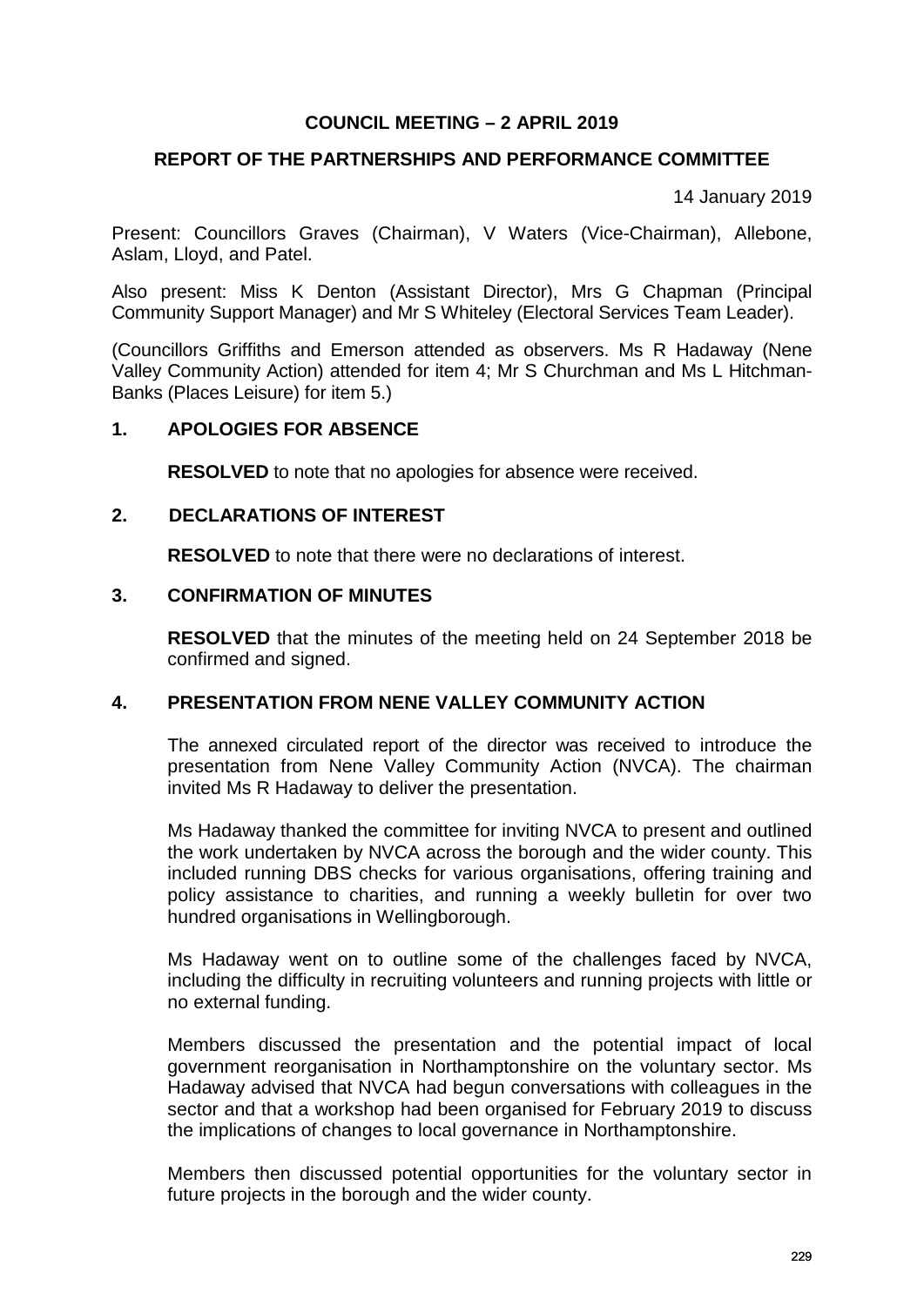# COUNCIL MEETING – 2 APRIL 2019

## REPORT OF THE PARTNERSHIPS AND PERFORMANCE COMMITTEE

14 January 2019

Present: Councillors Graves (Chairman), V Waters (Vice-Chairman), Allebone, Aslam, Lloyd, and Patel.

Also present: Miss K Denton (Assistant Director), Mrs G Chapman (Principal Community Support Manager) and Mr S Whiteley (Electoral Services Team Leader).

(Councillors Griffiths and Emerson attended as observers. Ms R Hadaway (Nene Valley Community Action) attended for item 4; Mr S Churchman and Ms L Hitchman-Banks (Places Leisure) for item 5.)

### 1. APOLOGIES FOR ABSENCE

**RESOLVED** to note that no apologies for absence were received.

### 2. DECLARATIONS OF INTEREST

**RESOLVED** to note that there were no declarations of interest.

### 3. CONFIRMATION OF MINUTES

**RESOLVED** that the minutes of the meeting held on 24 September 2018 be confirmed and signed.

### 4. PRESENTATION FROM NENE VALLEY COMMUNITY ACTION

The annexed circulated report of the director was received to introduce the presentation from Nene Valley Community Action (NVCA). The chairman invited Ms R Hadaway to deliver the presentation.

Ms Hadaway thanked the committee for inviting NVCA to present and outlined the work undertaken by NVCA across the borough and the wider county. This included running DBS checks for various organisations, offering training and policy assistance to charities, and running a weekly bulletin for over two hundred organisations in Wellingborough.

Ms Hadaway went on to outline some of the challenges faced by NVCA, including the difficulty in recruiting volunteers and running projects with little or no external funding.

Members discussed the presentation and the potential impact of local government reorganisation in Northamptonshire on the voluntary sector. Ms Hadaway advised that NVCA had begun conversations with colleagues in the sector and that a workshop had been organised for February 2019 to discuss the implications of changes to local governance in Northamptonshire.

Members then discussed potential opportunities for the voluntary sector in future projects in the borough and the wider county.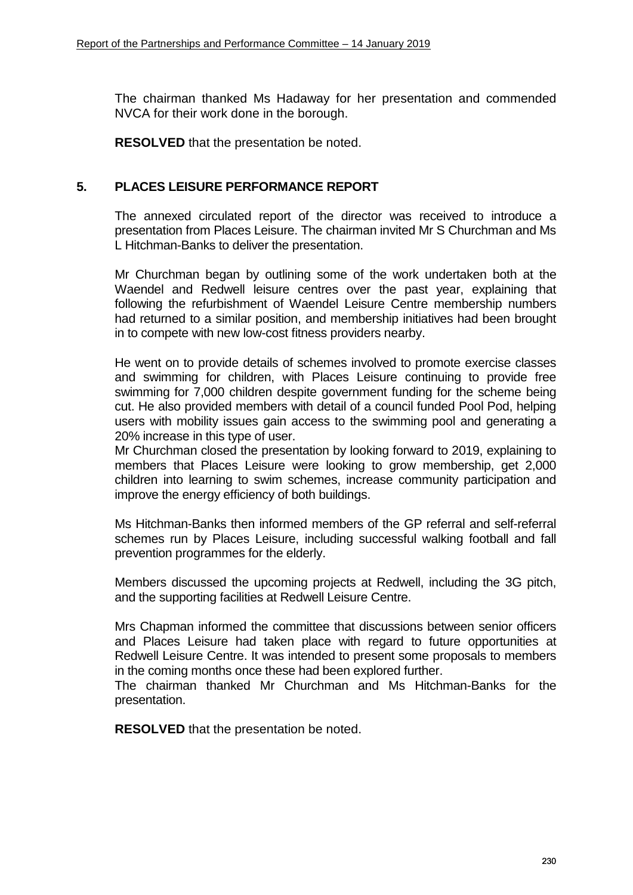The chairman thanked Ms Hadaway for her presentation and commended NVCA for their work done in the borough.

**RESOLVED** that the presentation be noted.

## 5. PLACES LEISURE PERFORMANCE REPORT

The annexed circulated report of the director was received to introduce a presentation from Places Leisure. The chairman invited Mr S Churchman and Ms L Hitchman-Banks to deliver the presentation.

Mr Churchman began by outlining some of the work undertaken both at the Waendel and Redwell leisure centres over the past year, explaining that following the refurbishment of Waendel Leisure Centre membership numbers had returned to a similar position, and membership initiatives had been brought in to compete with new low-cost fitness providers nearby.

He went on to provide details of schemes involved to promote exercise classes and swimming for children, with Places Leisure continuing to provide free swimming for 7,000 children despite government funding for the scheme being cut. He also provided members with detail of a council funded Pool Pod, helping users with mobility issues gain access to the swimming pool and generating a 20% increase in this type of user.

Mr Churchman closed the presentation by looking forward to 2019, explaining to members that Places Leisure were looking to grow membership, get 2,000 children into learning to swim schemes, increase community participation and improve the energy efficiency of both buildings.

Ms Hitchman-Banks then informed members of the GP referral and self-referral schemes run by Places Leisure, including successful walking football and fall prevention programmes for the elderly.

Members discussed the upcoming projects at Redwell, including the 3G pitch, and the supporting facilities at Redwell Leisure Centre.

Mrs Chapman informed the committee that discussions between senior officers and Places Leisure had taken place with regard to future opportunities at Redwell Leisure Centre. It was intended to present some proposals to members in the coming months once these had been explored further.

The chairman thanked Mr Churchman and Ms Hitchman-Banks for the presentation.

**RESOLVED** that the presentation be noted.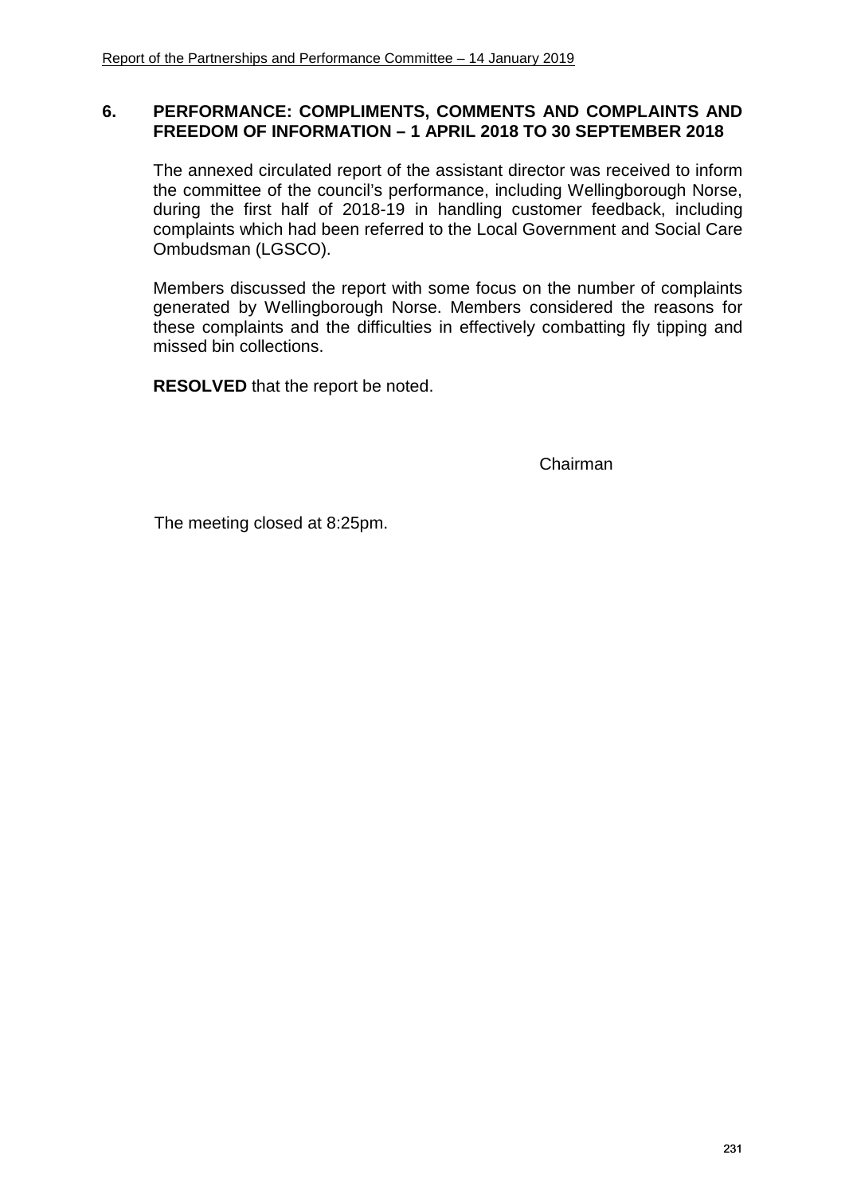## 6. PERFORMANCE: COMPLIMENTS, COMMENTS AND COMPLAINTS AND FREEDOM OF INFORMATION – 1 APRIL 2018 TO 30 SEPTEMBER 2018

The annexed circulated report of the assistant director was received to inform the committee of the council's performance, including Wellingborough Norse, during the first half of 2018-19 in handling customer feedback, including complaints which had been referred to the Local Government and Social Care Ombudsman (LGSCO).

Members discussed the report with some focus on the number of complaints generated by Wellingborough Norse. Members considered the reasons for these complaints and the difficulties in effectively combatting fly tipping and missed bin collections.

**RESOLVED** that the report be noted.

Chairman

The meeting closed at 8:25pm.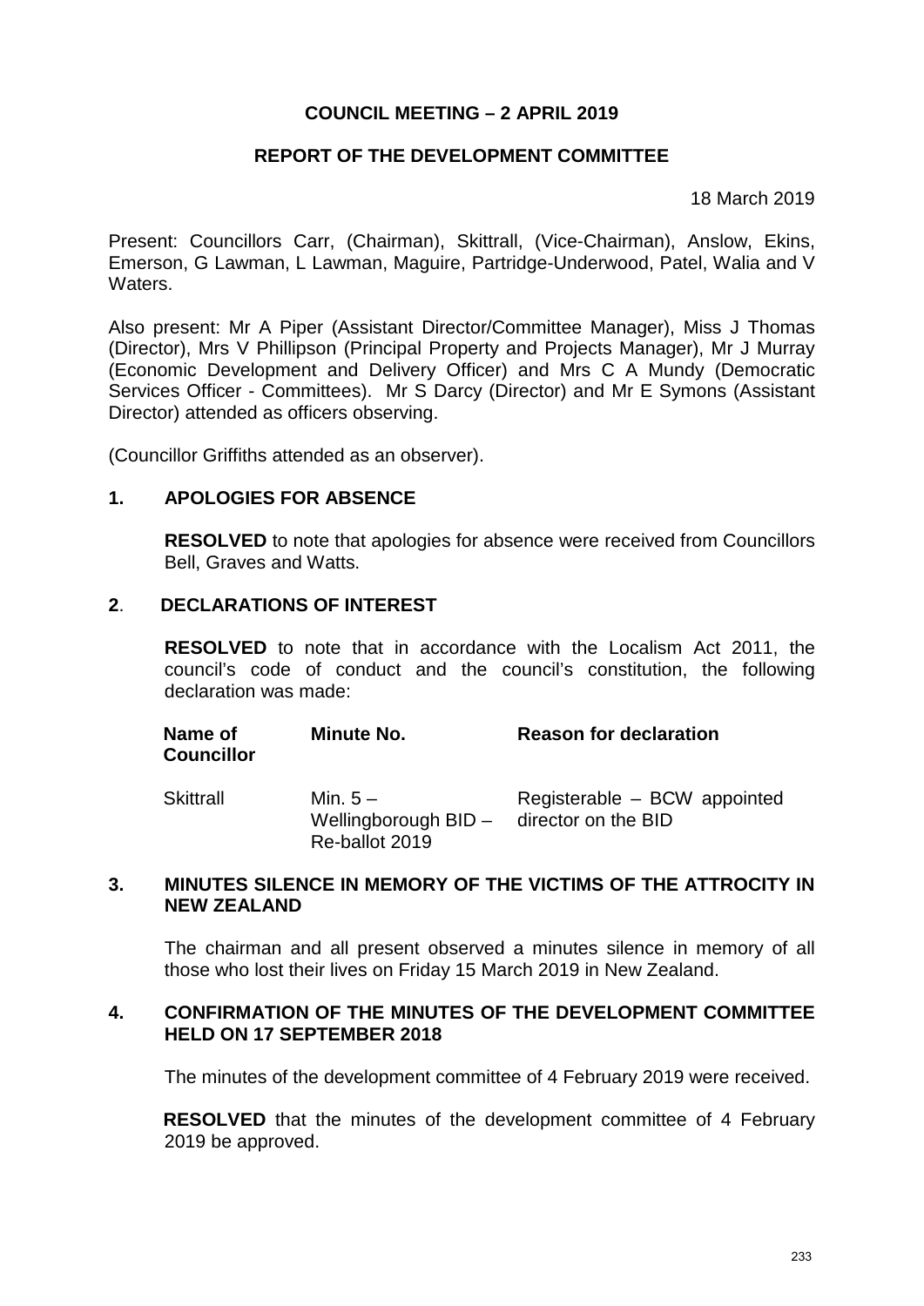**COUNCIL MEETING – 2 APRIL 2019**

**REPORT OF THE DEVELOPMENT COMMITTEE**

18 March 2019

Present: Councillors Carr, (Chairman), Skittrall, (Vice-Chairman), Anslow, Ekins, Emerson, G Lawman, L Lawman, Maguire, Partridge-Underwood, Patel, Walia and V Waters.

Also present: Mr A Piper (Assistant Director/Committee Manager), Miss J Thomas (Director), Mrs V Phillipson (Principal Property and Projects Manager), Mr J Murray (Economic Development and Delivery Officer) and Mrs C A Mundy (Democratic Services Officer - Committees). Mr S Darcy (Director) and Mr E Symons (Assistant Director) attended as officers observing.

(Councillor Griffiths attended as an observer).

## 1. APOLOGIES FOR ABSENCE

**RESOLVED** to note that apologies for absence were received from Councillors Bell, Graves and Watts.

## 2. DECLARATIONS OF INTEREST

**RESOLVED** to note that in accordance with the Localism Act 2011, the council's code of conduct and the council's constitution, the following declaration was made:

| Name of Councillor | Minute No. | Reason for declaration |
| --- | --- | --- |
| Skittrall | Min. 5 – Wellingborough BID – Re-ballot 2019 | Registerable – BCW appointed director on the BID |

## 3. MINUTES SILENCE IN MEMORY OF THE VICTIMS OF THE ATTROCITY IN NEW ZEALAND

The chairman and all present observed a minutes silence in memory of all those who lost their lives on Friday 15 March 2019 in New Zealand.

## 4. CONFIRMATION OF THE MINUTES OF THE DEVELOPMENT COMMITTEE HELD ON 17 SEPTEMBER 2018

The minutes of the development committee of 4 February 2019 were received.

**RESOLVED** that the minutes of the development committee of 4 February 2019 be approved.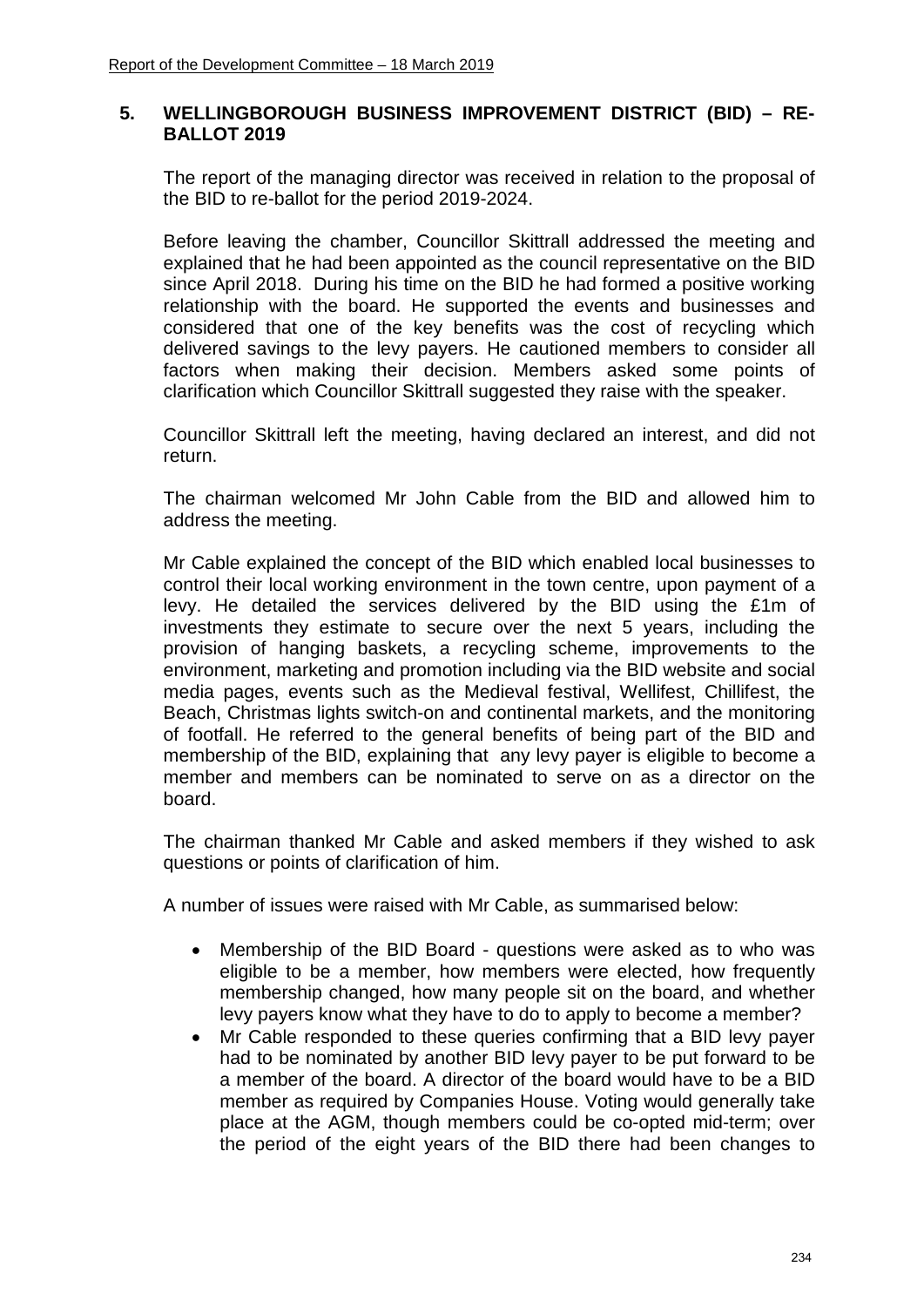## 5. WELLINGBOROUGH BUSINESS IMPROVEMENT DISTRICT (BID) – RE-BALLOT 2019

The report of the managing director was received in relation to the proposal of the BID to re-ballot for the period 2019-2024.

Before leaving the chamber, Councillor Skittrall addressed the meeting and explained that he had been appointed as the council representative on the BID since April 2018. During his time on the BID he had formed a positive working relationship with the board. He supported the events and businesses and considered that one of the key benefits was the cost of recycling which delivered savings to the levy payers. He cautioned members to consider all factors when making their decision. Members asked some points of clarification which Councillor Skittrall suggested they raise with the speaker.

Councillor Skittrall left the meeting, having declared an interest, and did not return.

The chairman welcomed Mr John Cable from the BID and allowed him to address the meeting.

Mr Cable explained the concept of the BID which enabled local businesses to control their local working environment in the town centre, upon payment of a levy. He detailed the services delivered by the BID using the £1m of investments they estimate to secure over the next 5 years, including the provision of hanging baskets, a recycling scheme, improvements to the environment, marketing and promotion including via the BID website and social media pages, events such as the Medieval festival, Wellifest, Chillifest, the Beach, Christmas lights switch-on and continental markets, and the monitoring of footfall. He referred to the general benefits of being part of the BID and membership of the BID, explaining that any levy payer is eligible to become a member and members can be nominated to serve on as a director on the board.

The chairman thanked Mr Cable and asked members if they wished to ask questions or points of clarification of him.

A number of issues were raised with Mr Cable, as summarised below:

- Membership of the BID Board - questions were asked as to who was eligible to be a member, how members were elected, how frequently membership changed, how many people sit on the board, and whether levy payers know what they have to do to apply to become a member?
- Mr Cable responded to these queries confirming that a BID levy payer had to be nominated by another BID levy payer to be put forward to be a member of the board. A director of the board would have to be a BID member as required by Companies House. Voting would generally take place at the AGM, though members could be co-opted mid-term; over the period of the eight years of the BID there had been changes to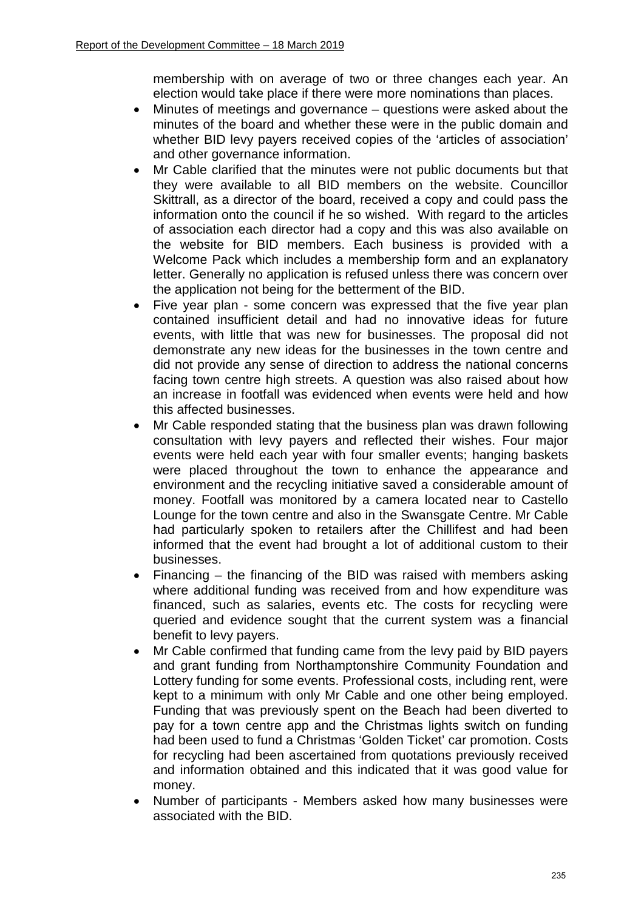membership with on average of two or three changes each year. An election would take place if there were more nominations than places.

- Minutes of meetings and governance – questions were asked about the minutes of the board and whether these were in the public domain and whether BID levy payers received copies of the 'articles of association' and other governance information.
- Mr Cable clarified that the minutes were not public documents but that they were available to all BID members on the website. Councillor Skittrall, as a director of the board, received a copy and could pass the information onto the council if he so wished. With regard to the articles of association each director had a copy and this was also available on the website for BID members. Each business is provided with a Welcome Pack which includes a membership form and an explanatory letter. Generally no application is refused unless there was concern over the application not being for the betterment of the BID.
- Five year plan - some concern was expressed that the five year plan contained insufficient detail and had no innovative ideas for future events, with little that was new for businesses. The proposal did not demonstrate any new ideas for the businesses in the town centre and did not provide any sense of direction to address the national concerns facing town centre high streets. A question was also raised about how an increase in footfall was evidenced when events were held and how this affected businesses.
- Mr Cable responded stating that the business plan was drawn following consultation with levy payers and reflected their wishes. Four major events were held each year with four smaller events; hanging baskets were placed throughout the town to enhance the appearance and environment and the recycling initiative saved a considerable amount of money. Footfall was monitored by a camera located near to Castello Lounge for the town centre and also in the Swansgate Centre. Mr Cable had particularly spoken to retailers after the Chillifest and had been informed that the event had brought a lot of additional custom to their businesses.
- Financing – the financing of the BID was raised with members asking where additional funding was received from and how expenditure was financed, such as salaries, events etc. The costs for recycling were queried and evidence sought that the current system was a financial benefit to levy payers.
- Mr Cable confirmed that funding came from the levy paid by BID payers and grant funding from Northamptonshire Community Foundation and Lottery funding for some events. Professional costs, including rent, were kept to a minimum with only Mr Cable and one other being employed. Funding that was previously spent on the Beach had been diverted to pay for a town centre app and the Christmas lights switch on funding had been used to fund a Christmas 'Golden Ticket' car promotion. Costs for recycling had been ascertained from quotations previously received and information obtained and this indicated that it was good value for money.
- Number of participants - Members asked how many businesses were associated with the BID.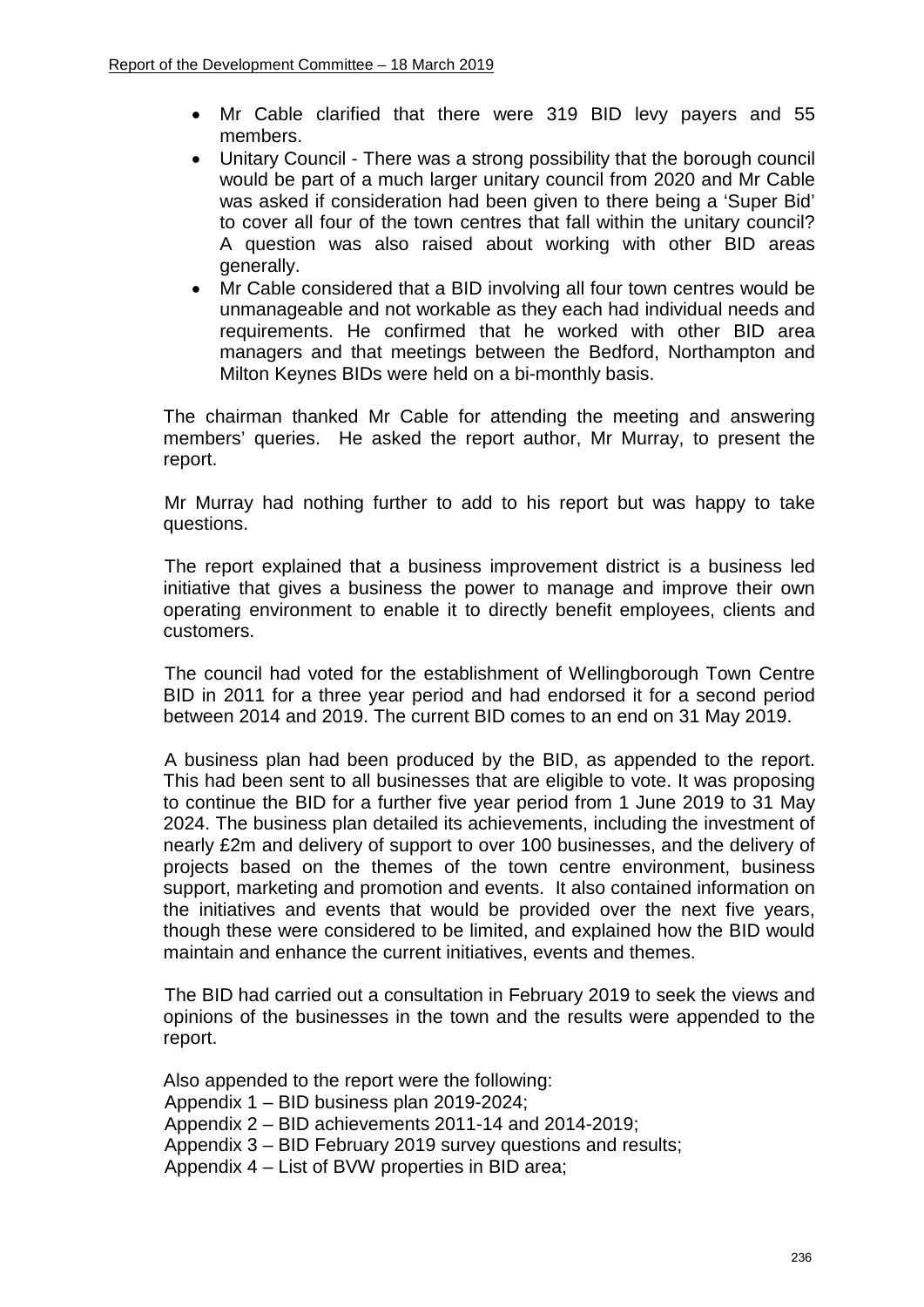- Mr Cable clarified that there were 319 BID levy payers and 55 members.
- Unitary Council - There was a strong possibility that the borough council would be part of a much larger unitary council from 2020 and Mr Cable was asked if consideration had been given to there being a 'Super Bid' to cover all four of the town centres that fall within the unitary council? A question was also raised about working with other BID areas generally.
- Mr Cable considered that a BID involving all four town centres would be unmanageable and not workable as they each had individual needs and requirements. He confirmed that he worked with other BID area managers and that meetings between the Bedford, Northampton and Milton Keynes BIDs were held on a bi-monthly basis.

The chairman thanked Mr Cable for attending the meeting and answering members' queries. He asked the report author, Mr Murray, to present the report.

Mr Murray had nothing further to add to his report but was happy to take questions.

The report explained that a business improvement district is a business led initiative that gives a business the power to manage and improve their own operating environment to enable it to directly benefit employees, clients and customers.

The council had voted for the establishment of Wellingborough Town Centre BID in 2011 for a three year period and had endorsed it for a second period between 2014 and 2019. The current BID comes to an end on 31 May 2019.

A business plan had been produced by the BID, as appended to the report. This had been sent to all businesses that are eligible to vote. It was proposing to continue the BID for a further five year period from 1 June 2019 to 31 May 2024. The business plan detailed its achievements, including the investment of nearly £2m and delivery of support to over 100 businesses, and the delivery of projects based on the themes of the town centre environment, business support, marketing and promotion and events. It also contained information on the initiatives and events that would be provided over the next five years, though these were considered to be limited, and explained how the BID would maintain and enhance the current initiatives, events and themes.

The BID had carried out a consultation in February 2019 to seek the views and opinions of the businesses in the town and the results were appended to the report.

Also appended to the report were the following:
Appendix 1 – BID business plan 2019-2024;
Appendix 2 – BID achievements 2011-14 and 2014-2019;
Appendix 3 – BID February 2019 survey questions and results;
Appendix 4 – List of BVW properties in BID area;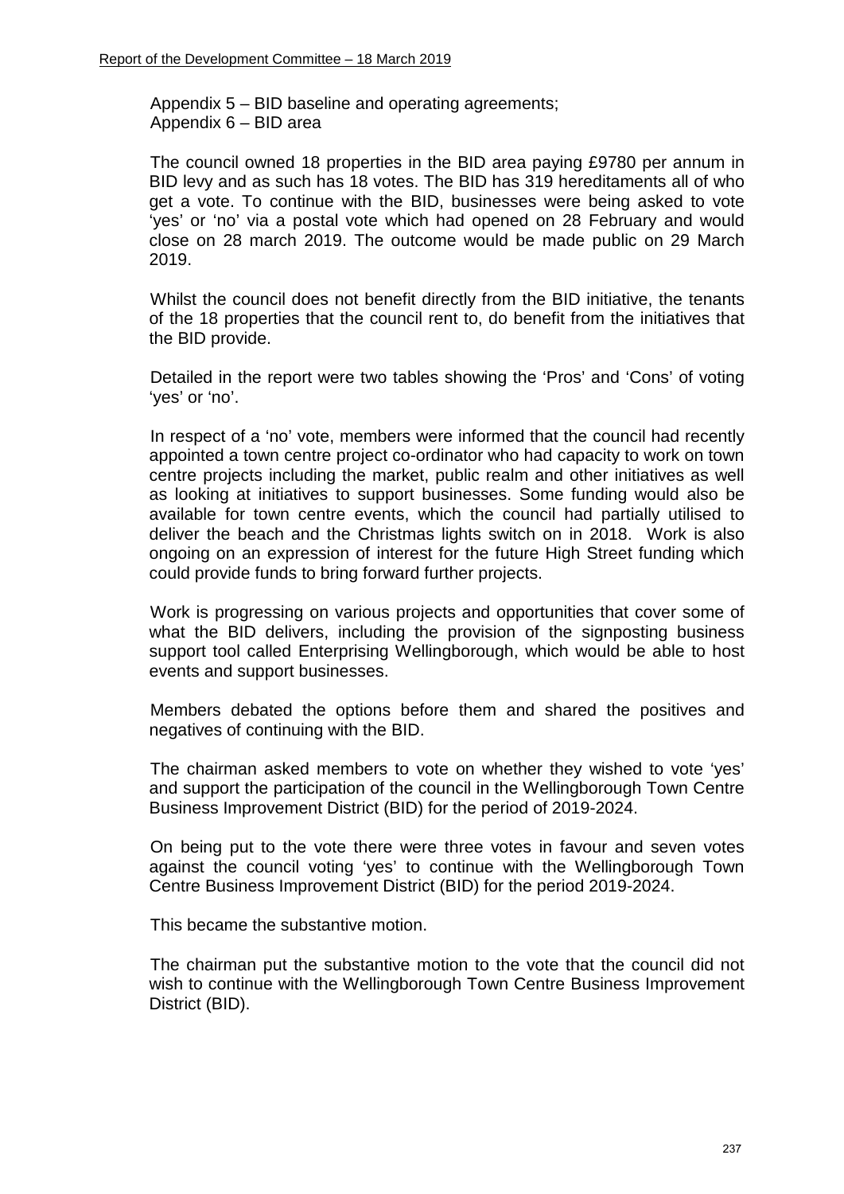Appendix 5 – BID baseline and operating agreements;
Appendix 6 – BID area

The council owned 18 properties in the BID area paying £9780 per annum in BID levy and as such has 18 votes. The BID has 319 hereditaments all of who get a vote. To continue with the BID, businesses were being asked to vote 'yes' or 'no' via a postal vote which had opened on 28 February and would close on 28 march 2019. The outcome would be made public on 29 March 2019.

Whilst the council does not benefit directly from the BID initiative, the tenants of the 18 properties that the council rent to, do benefit from the initiatives that the BID provide.

Detailed in the report were two tables showing the 'Pros' and 'Cons' of voting 'yes' or 'no'.

In respect of a 'no' vote, members were informed that the council had recently appointed a town centre project co-ordinator who had capacity to work on town centre projects including the market, public realm and other initiatives as well as looking at initiatives to support businesses. Some funding would also be available for town centre events, which the council had partially utilised to deliver the beach and the Christmas lights switch on in 2018. Work is also ongoing on an expression of interest for the future High Street funding which could provide funds to bring forward further projects.

Work is progressing on various projects and opportunities that cover some of what the BID delivers, including the provision of the signposting business support tool called Enterprising Wellingborough, which would be able to host events and support businesses.

Members debated the options before them and shared the positives and negatives of continuing with the BID.

The chairman asked members to vote on whether they wished to vote 'yes' and support the participation of the council in the Wellingborough Town Centre Business Improvement District (BID) for the period of 2019-2024.

On being put to the vote there were three votes in favour and seven votes against the council voting 'yes' to continue with the Wellingborough Town Centre Business Improvement District (BID) for the period 2019-2024.

This became the substantive motion.

The chairman put the substantive motion to the vote that the council did not wish to continue with the Wellingborough Town Centre Business Improvement District (BID).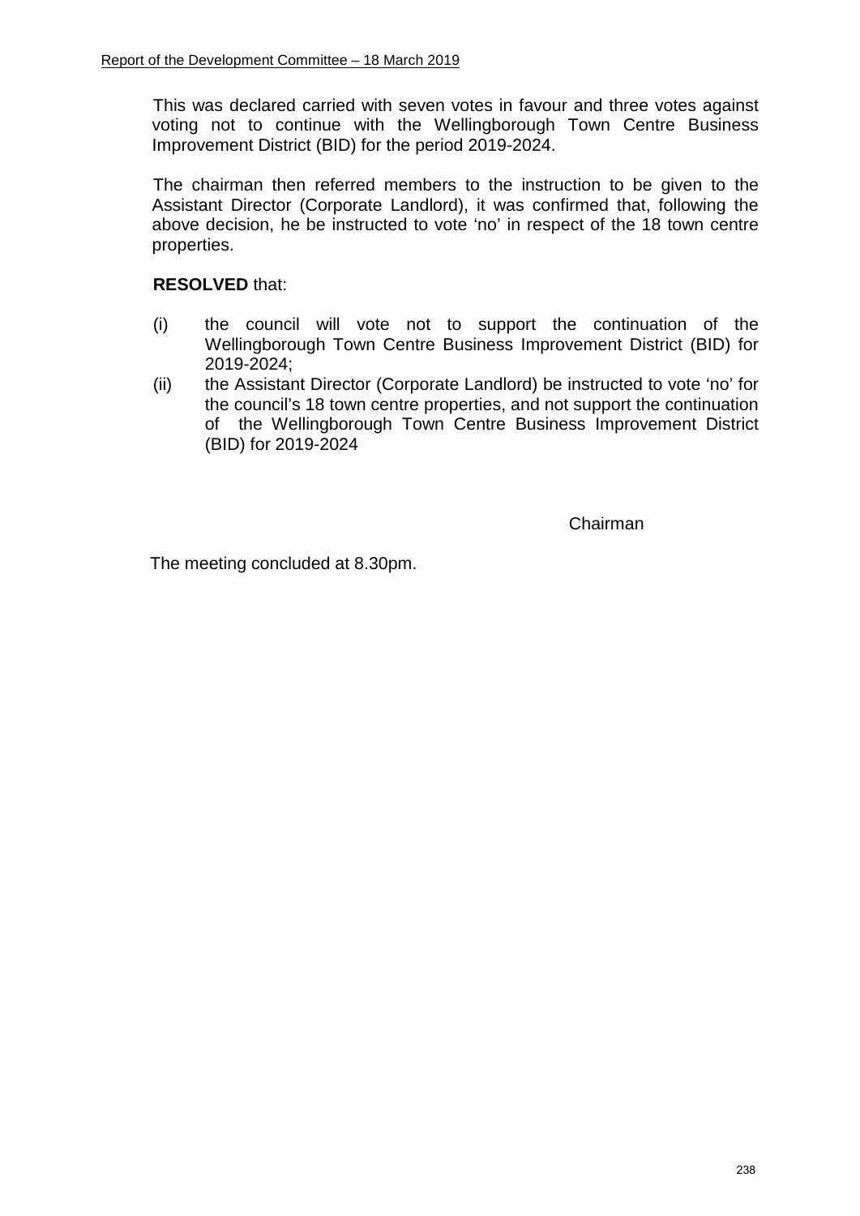This was declared carried with seven votes in favour and three votes against voting not to continue with the Wellingborough Town Centre Business Improvement District (BID) for the period 2019-2024.

The chairman then referred members to the instruction to be given to the Assistant Director (Corporate Landlord), it was confirmed that, following the above decision, he be instructed to vote 'no' in respect of the 18 town centre properties.

**RESOLVED** that:

(i) the council will vote not to support the continuation of the Wellingborough Town Centre Business Improvement District (BID) for 2019-2024;

(ii) the Assistant Director (Corporate Landlord) be instructed to vote 'no' for the council's 18 town centre properties, and not support the continuation of the Wellingborough Town Centre Business Improvement District (BID) for 2019-2024

Chairman

The meeting concluded at 8.30pm.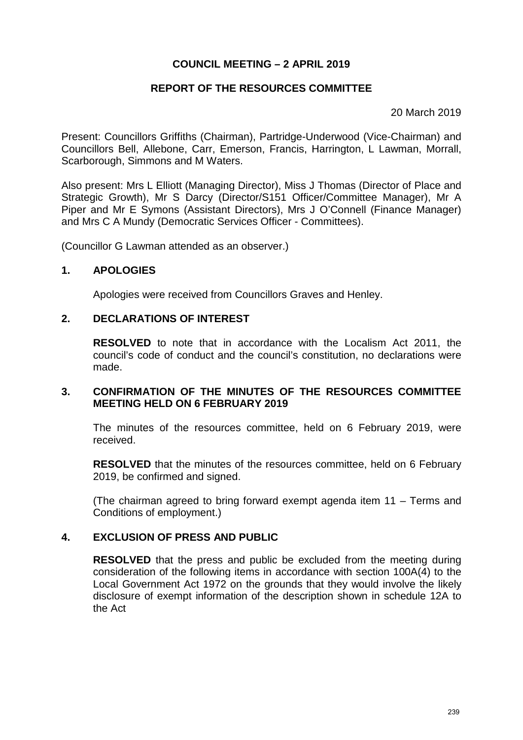# COUNCIL MEETING – 2 APRIL 2019

## REPORT OF THE RESOURCES COMMITTEE

20 March 2019

Present: Councillors Griffiths (Chairman), Partridge-Underwood (Vice-Chairman) and Councillors Bell, Allebone, Carr, Emerson, Francis, Harrington, L Lawman, Morrall, Scarborough, Simmons and M Waters.

Also present: Mrs L Elliott (Managing Director), Miss J Thomas (Director of Place and Strategic Growth), Mr S Darcy (Director/S151 Officer/Committee Manager), Mr A Piper and Mr E Symons (Assistant Directors), Mrs J O'Connell (Finance Manager) and Mrs C A Mundy (Democratic Services Officer - Committees).

(Councillor G Lawman attended as an observer.)

### 1. APOLOGIES

Apologies were received from Councillors Graves and Henley.

### 2. DECLARATIONS OF INTEREST

**RESOLVED** to note that in accordance with the Localism Act 2011, the council's code of conduct and the council's constitution, no declarations were made.

### 3. CONFIRMATION OF THE MINUTES OF THE RESOURCES COMMITTEE MEETING HELD ON 6 FEBRUARY 2019

The minutes of the resources committee, held on 6 February 2019, were received.

**RESOLVED** that the minutes of the resources committee, held on 6 February 2019, be confirmed and signed.

(The chairman agreed to bring forward exempt agenda item 11 – Terms and Conditions of employment.)

### 4. EXCLUSION OF PRESS AND PUBLIC

**RESOLVED** that the press and public be excluded from the meeting during consideration of the following items in accordance with section 100A(4) to the Local Government Act 1972 on the grounds that they would involve the likely disclosure of exempt information of the description shown in schedule 12A to the Act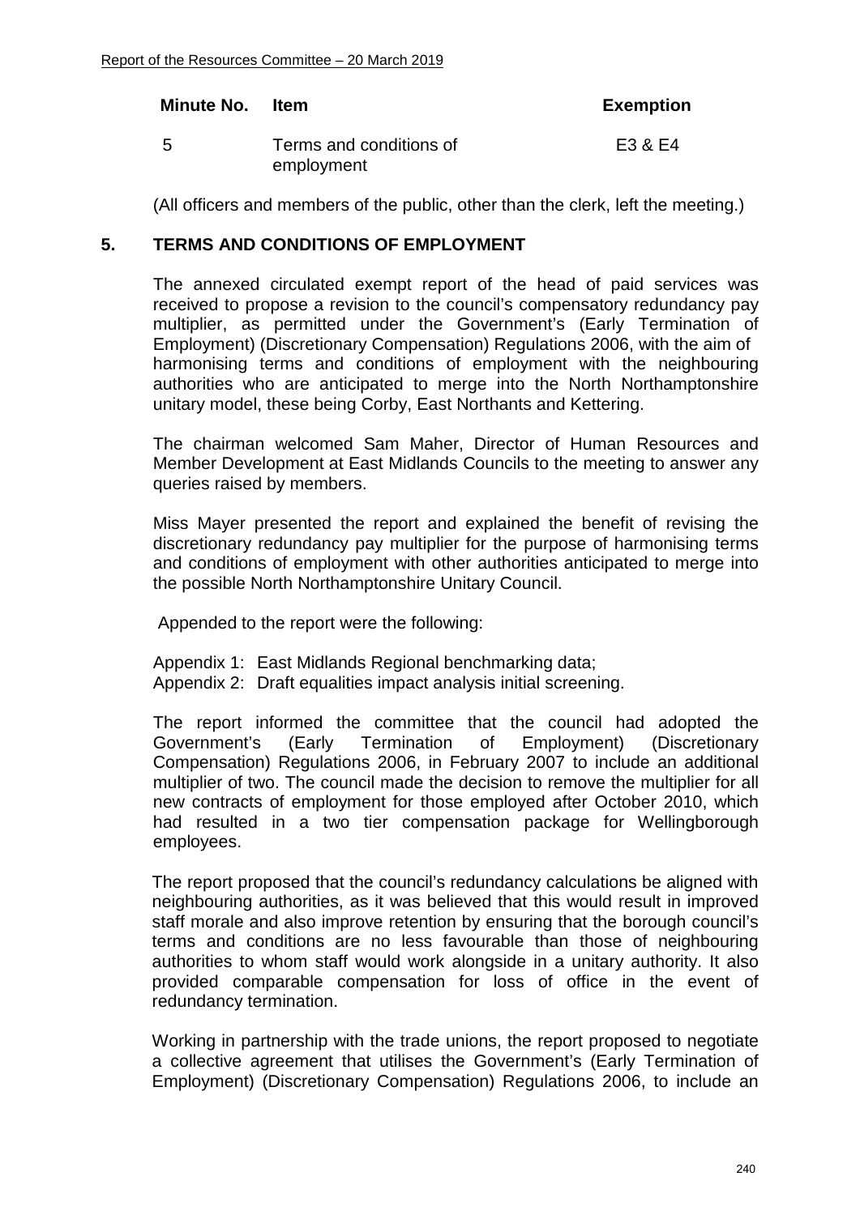| Minute No. | Item | Exemption |
|---|---|---|
| 5 | Terms and conditions of employment | E3 & E4 |

(All officers and members of the public, other than the clerk, left the meeting.)

## 5. TERMS AND CONDITIONS OF EMPLOYMENT

The annexed circulated exempt report of the head of paid services was received to propose a revision to the council's compensatory redundancy pay multiplier, as permitted under the Government's (Early Termination of Employment) (Discretionary Compensation) Regulations 2006, with the aim of harmonising terms and conditions of employment with the neighbouring authorities who are anticipated to merge into the North Northamptonshire unitary model, these being Corby, East Northants and Kettering.

The chairman welcomed Sam Maher, Director of Human Resources and Member Development at East Midlands Councils to the meeting to answer any queries raised by members.

Miss Mayer presented the report and explained the benefit of revising the discretionary redundancy pay multiplier for the purpose of harmonising terms and conditions of employment with other authorities anticipated to merge into the possible North Northamptonshire Unitary Council.

Appended to the report were the following:

Appendix 1: East Midlands Regional benchmarking data;
Appendix 2: Draft equalities impact analysis initial screening.

The report informed the committee that the council had adopted the Government's (Early Termination of Employment) (Discretionary Compensation) Regulations 2006, in February 2007 to include an additional multiplier of two. The council made the decision to remove the multiplier for all new contracts of employment for those employed after October 2010, which had resulted in a two tier compensation package for Wellingborough employees.

The report proposed that the council's redundancy calculations be aligned with neighbouring authorities, as it was believed that this would result in improved staff morale and also improve retention by ensuring that the borough council's terms and conditions are no less favourable than those of neighbouring authorities to whom staff would work alongside in a unitary authority. It also provided comparable compensation for loss of office in the event of redundancy termination.

Working in partnership with the trade unions, the report proposed to negotiate a collective agreement that utilises the Government's (Early Termination of Employment) (Discretionary Compensation) Regulations 2006, to include an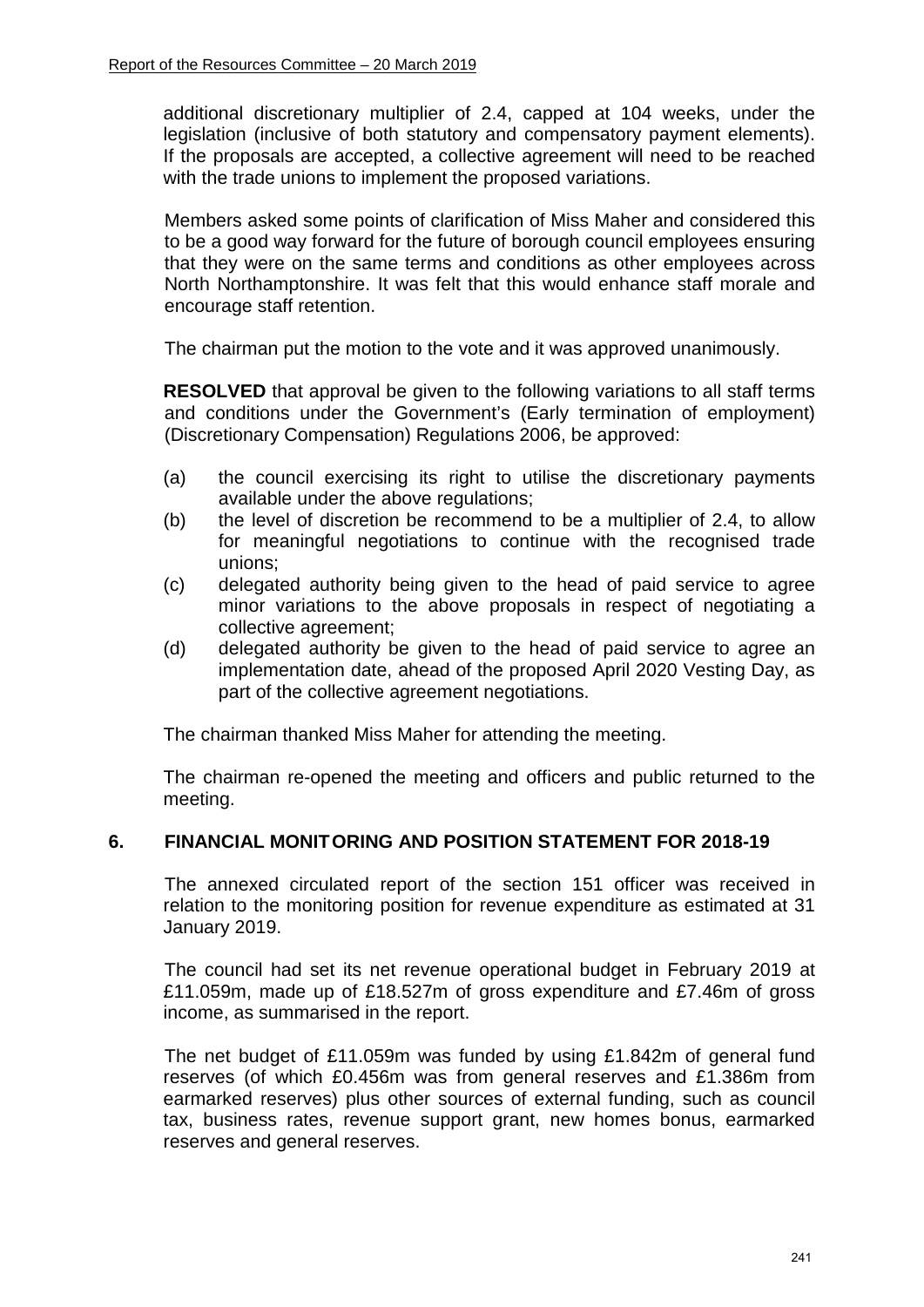additional discretionary multiplier of 2.4, capped at 104 weeks, under the legislation (inclusive of both statutory and compensatory payment elements). If the proposals are accepted, a collective agreement will need to be reached with the trade unions to implement the proposed variations.

Members asked some points of clarification of Miss Maher and considered this to be a good way forward for the future of borough council employees ensuring that they were on the same terms and conditions as other employees across North Northamptonshire. It was felt that this would enhance staff morale and encourage staff retention.

The chairman put the motion to the vote and it was approved unanimously.

**RESOLVED** that approval be given to the following variations to all staff terms and conditions under the Government's (Early termination of employment) (Discretionary Compensation) Regulations 2006, be approved:

(a) the council exercising its right to utilise the discretionary payments available under the above regulations;

(b) the level of discretion be recommend to be a multiplier of 2.4, to allow for meaningful negotiations to continue with the recognised trade unions;

(c) delegated authority being given to the head of paid service to agree minor variations to the above proposals in respect of negotiating a collective agreement;

(d) delegated authority be given to the head of paid service to agree an implementation date, ahead of the proposed April 2020 Vesting Day, as part of the collective agreement negotiations.

The chairman thanked Miss Maher for attending the meeting.

The chairman re-opened the meeting and officers and public returned to the meeting.

## 6. FINANCIAL MONITORING AND POSITION STATEMENT FOR 2018-19

The annexed circulated report of the section 151 officer was received in relation to the monitoring position for revenue expenditure as estimated at 31 January 2019.

The council had set its net revenue operational budget in February 2019 at £11.059m, made up of £18.527m of gross expenditure and £7.46m of gross income, as summarised in the report.

The net budget of £11.059m was funded by using £1.842m of general fund reserves (of which £0.456m was from general reserves and £1.386m from earmarked reserves) plus other sources of external funding, such as council tax, business rates, revenue support grant, new homes bonus, earmarked reserves and general reserves.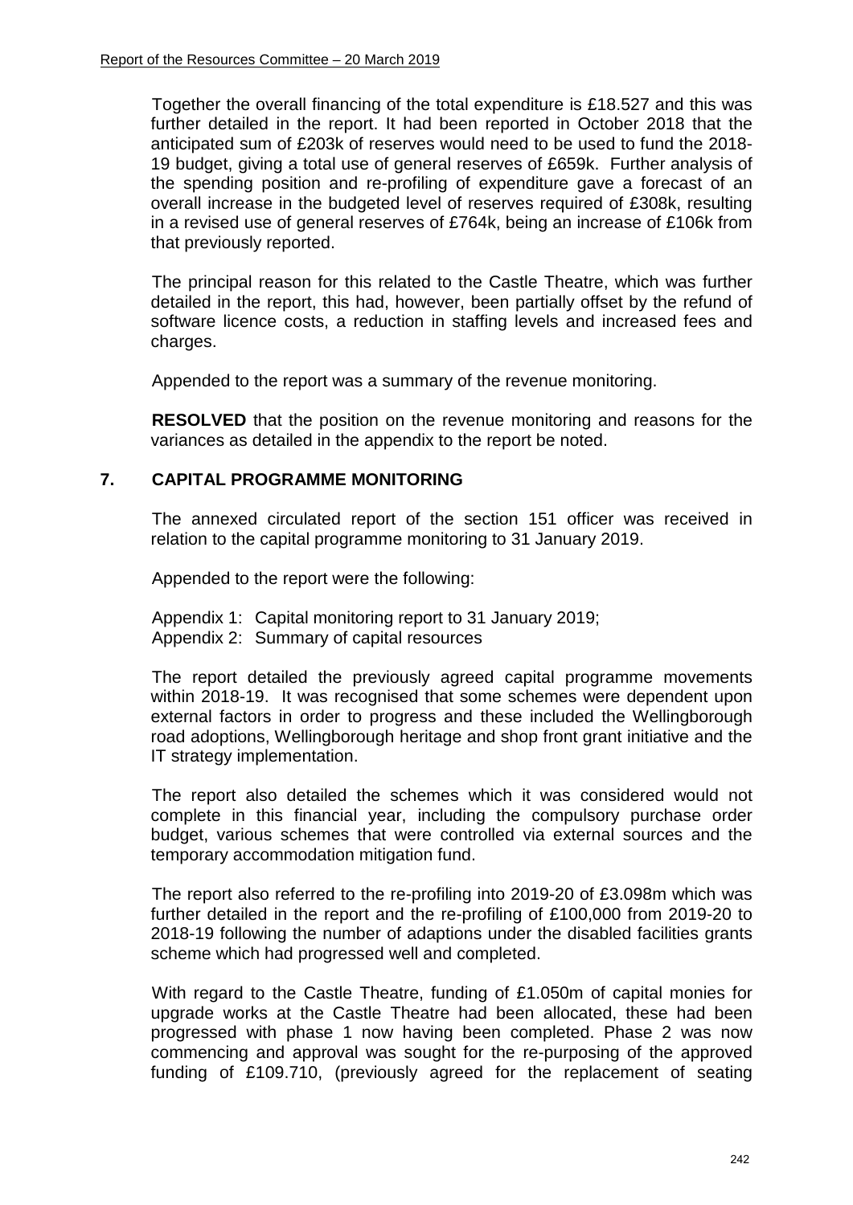Together the overall financing of the total expenditure is £18.527 and this was further detailed in the report. It had been reported in October 2018 that the anticipated sum of £203k of reserves would need to be used to fund the 2018-19 budget, giving a total use of general reserves of £659k. Further analysis of the spending position and re-profiling of expenditure gave a forecast of an overall increase in the budgeted level of reserves required of £308k, resulting in a revised use of general reserves of £764k, being an increase of £106k from that previously reported.

The principal reason for this related to the Castle Theatre, which was further detailed in the report, this had, however, been partially offset by the refund of software licence costs, a reduction in staffing levels and increased fees and charges.

Appended to the report was a summary of the revenue monitoring.

**RESOLVED** that the position on the revenue monitoring and reasons for the variances as detailed in the appendix to the report be noted.

## 7. CAPITAL PROGRAMME MONITORING

The annexed circulated report of the section 151 officer was received in relation to the capital programme monitoring to 31 January 2019.

Appended to the report were the following:

Appendix 1: Capital monitoring report to 31 January 2019;
Appendix 2: Summary of capital resources

The report detailed the previously agreed capital programme movements within 2018-19. It was recognised that some schemes were dependent upon external factors in order to progress and these included the Wellingborough road adoptions, Wellingborough heritage and shop front grant initiative and the IT strategy implementation.

The report also detailed the schemes which it was considered would not complete in this financial year, including the compulsory purchase order budget, various schemes that were controlled via external sources and the temporary accommodation mitigation fund.

The report also referred to the re-profiling into 2019-20 of £3.098m which was further detailed in the report and the re-profiling of £100,000 from 2019-20 to 2018-19 following the number of adaptions under the disabled facilities grants scheme which had progressed well and completed.

With regard to the Castle Theatre, funding of £1.050m of capital monies for upgrade works at the Castle Theatre had been allocated, these had been progressed with phase 1 now having been completed. Phase 2 was now commencing and approval was sought for the re-purposing of the approved funding of £109.710, (previously agreed for the replacement of seating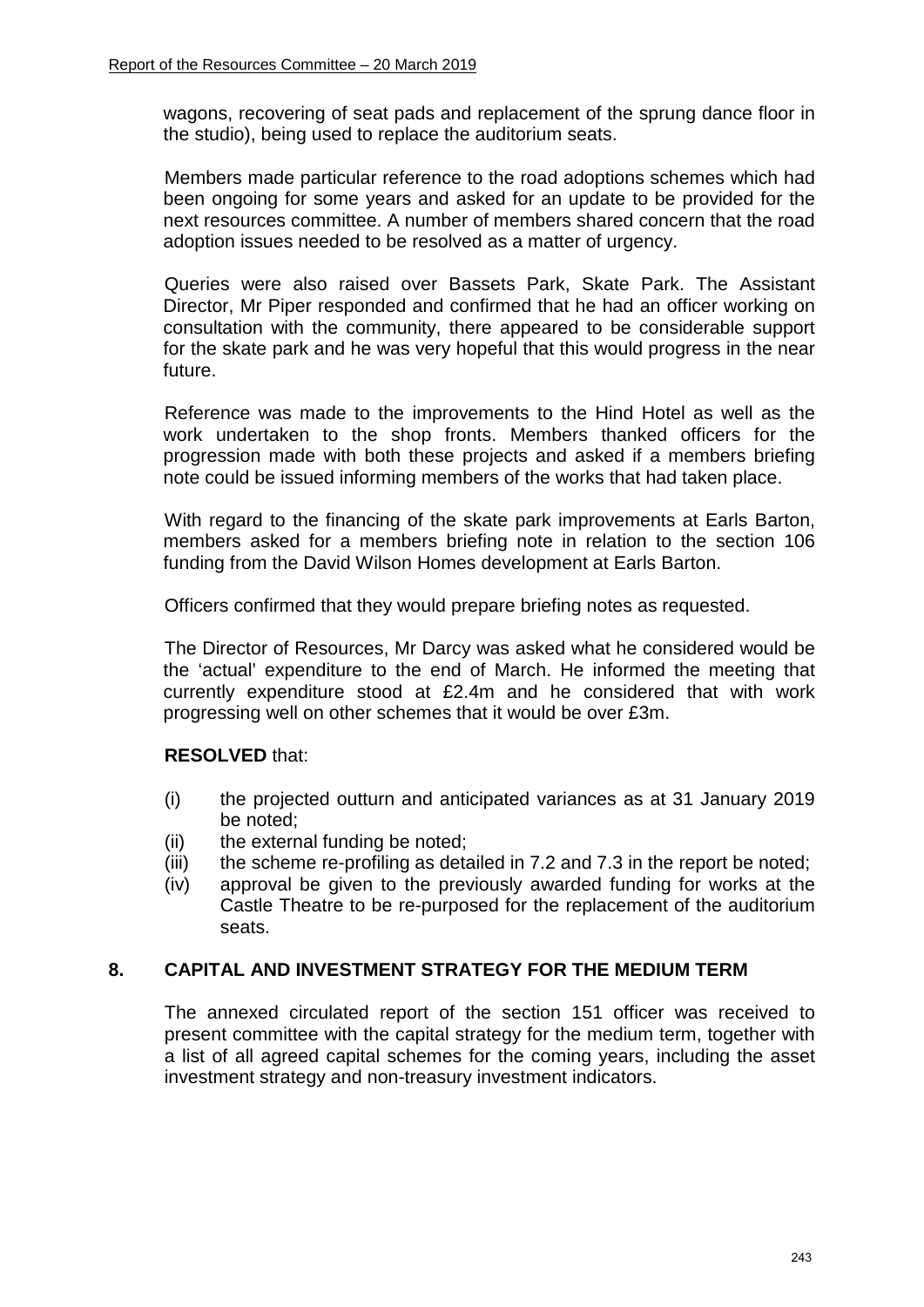wagons, recovering of seat pads and replacement of the sprung dance floor in the studio), being used to replace the auditorium seats.

Members made particular reference to the road adoptions schemes which had been ongoing for some years and asked for an update to be provided for the next resources committee. A number of members shared concern that the road adoption issues needed to be resolved as a matter of urgency.

Queries were also raised over Bassets Park, Skate Park. The Assistant Director, Mr Piper responded and confirmed that he had an officer working on consultation with the community, there appeared to be considerable support for the skate park and he was very hopeful that this would progress in the near future.

Reference was made to the improvements to the Hind Hotel as well as the work undertaken to the shop fronts. Members thanked officers for the progression made with both these projects and asked if a members briefing note could be issued informing members of the works that had taken place.

With regard to the financing of the skate park improvements at Earls Barton, members asked for a members briefing note in relation to the section 106 funding from the David Wilson Homes development at Earls Barton.

Officers confirmed that they would prepare briefing notes as requested.

The Director of Resources, Mr Darcy was asked what he considered would be the 'actual' expenditure to the end of March. He informed the meeting that currently expenditure stood at £2.4m and he considered that with work progressing well on other schemes that it would be over £3m.

**RESOLVED** that:

(i) the projected outturn and anticipated variances as at 31 January 2019 be noted;
(ii) the external funding be noted;
(iii) the scheme re-profiling as detailed in 7.2 and 7.3 in the report be noted;
(iv) approval be given to the previously awarded funding for works at the Castle Theatre to be re-purposed for the replacement of the auditorium seats.

## 8. CAPITAL AND INVESTMENT STRATEGY FOR THE MEDIUM TERM

The annexed circulated report of the section 151 officer was received to present committee with the capital strategy for the medium term, together with a list of all agreed capital schemes for the coming years, including the asset investment strategy and non-treasury investment indicators.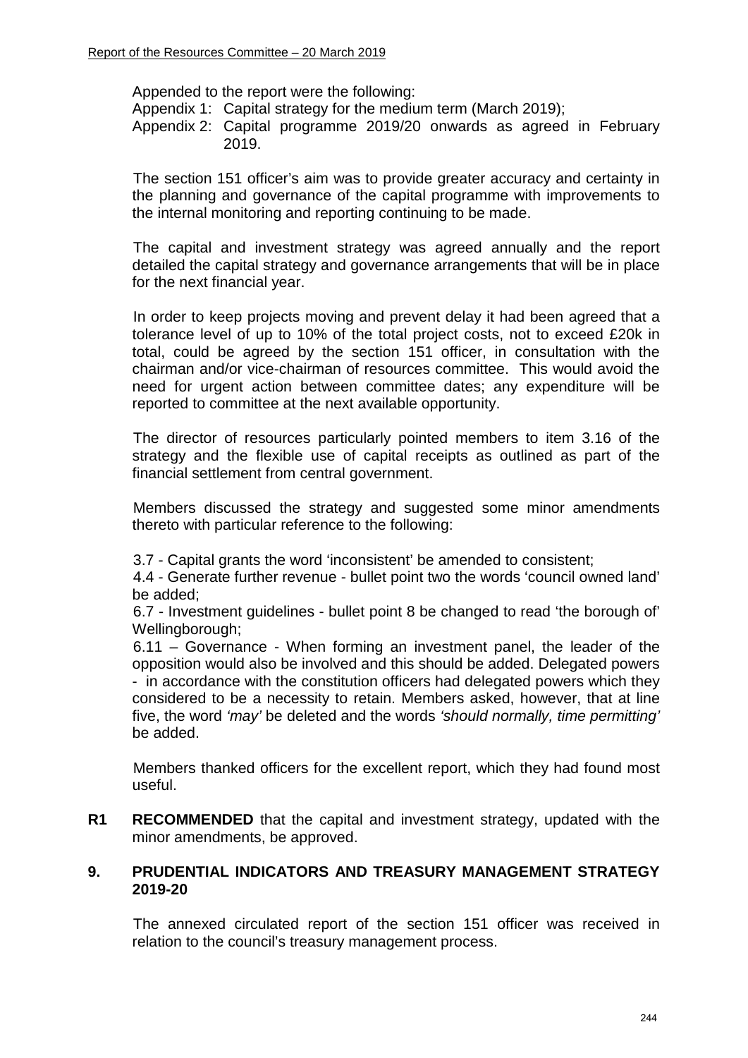Appended to the report were the following:

Appendix 1: Capital strategy for the medium term (March 2019);

Appendix 2: Capital programme 2019/20 onwards as agreed in February 2019.

The section 151 officer's aim was to provide greater accuracy and certainty in the planning and governance of the capital programme with improvements to the internal monitoring and reporting continuing to be made.

The capital and investment strategy was agreed annually and the report detailed the capital strategy and governance arrangements that will be in place for the next financial year.

In order to keep projects moving and prevent delay it had been agreed that a tolerance level of up to 10% of the total project costs, not to exceed £20k in total, could be agreed by the section 151 officer, in consultation with the chairman and/or vice-chairman of resources committee. This would avoid the need for urgent action between committee dates; any expenditure will be reported to committee at the next available opportunity.

The director of resources particularly pointed members to item 3.16 of the strategy and the flexible use of capital receipts as outlined as part of the financial settlement from central government.

Members discussed the strategy and suggested some minor amendments thereto with particular reference to the following:

3.7 - Capital grants the word 'inconsistent' be amended to consistent;

4.4 - Generate further revenue - bullet point two the words 'council owned land' be added;

6.7 - Investment guidelines - bullet point 8 be changed to read 'the borough of' Wellingborough;

6.11 – Governance - When forming an investment panel, the leader of the opposition would also be involved and this should be added. Delegated powers - in accordance with the constitution officers had delegated powers which they considered to be a necessity to retain. Members asked, however, that at line five, the word *'may'* be deleted and the words *'should normally, time permitting'* be added.

Members thanked officers for the excellent report, which they had found most useful.

**R1** **RECOMMENDED** that the capital and investment strategy, updated with the minor amendments, be approved.

## 9. PRUDENTIAL INDICATORS AND TREASURY MANAGEMENT STRATEGY 2019-20

The annexed circulated report of the section 151 officer was received in relation to the council's treasury management process.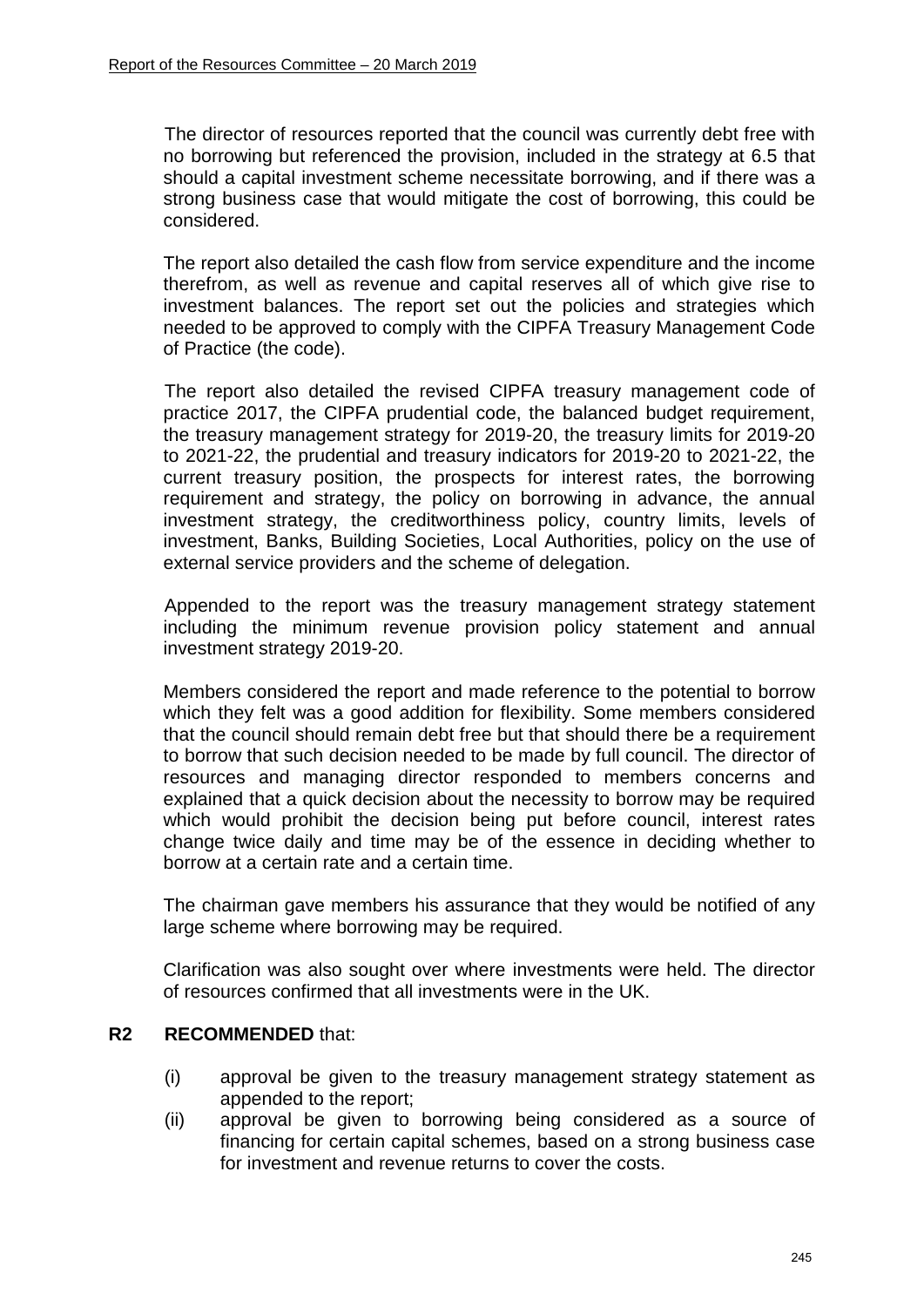The director of resources reported that the council was currently debt free with no borrowing but referenced the provision, included in the strategy at 6.5 that should a capital investment scheme necessitate borrowing, and if there was a strong business case that would mitigate the cost of borrowing, this could be considered.

The report also detailed the cash flow from service expenditure and the income therefrom, as well as revenue and capital reserves all of which give rise to investment balances. The report set out the policies and strategies which needed to be approved to comply with the CIPFA Treasury Management Code of Practice (the code).

The report also detailed the revised CIPFA treasury management code of practice 2017, the CIPFA prudential code, the balanced budget requirement, the treasury management strategy for 2019-20, the treasury limits for 2019-20 to 2021-22, the prudential and treasury indicators for 2019-20 to 2021-22, the current treasury position, the prospects for interest rates, the borrowing requirement and strategy, the policy on borrowing in advance, the annual investment strategy, the creditworthiness policy, country limits, levels of investment, Banks, Building Societies, Local Authorities, policy on the use of external service providers and the scheme of delegation.

Appended to the report was the treasury management strategy statement including the minimum revenue provision policy statement and annual investment strategy 2019-20.

Members considered the report and made reference to the potential to borrow which they felt was a good addition for flexibility. Some members considered that the council should remain debt free but that should there be a requirement to borrow that such decision needed to be made by full council. The director of resources and managing director responded to members concerns and explained that a quick decision about the necessity to borrow may be required which would prohibit the decision being put before council, interest rates change twice daily and time may be of the essence in deciding whether to borrow at a certain rate and a certain time.

The chairman gave members his assurance that they would be notified of any large scheme where borrowing may be required.

Clarification was also sought over where investments were held. The director of resources confirmed that all investments were in the UK.

**R2 RECOMMENDED** that:

(i) approval be given to the treasury management strategy statement as appended to the report;

(ii) approval be given to borrowing being considered as a source of financing for certain capital schemes, based on a strong business case for investment and revenue returns to cover the costs.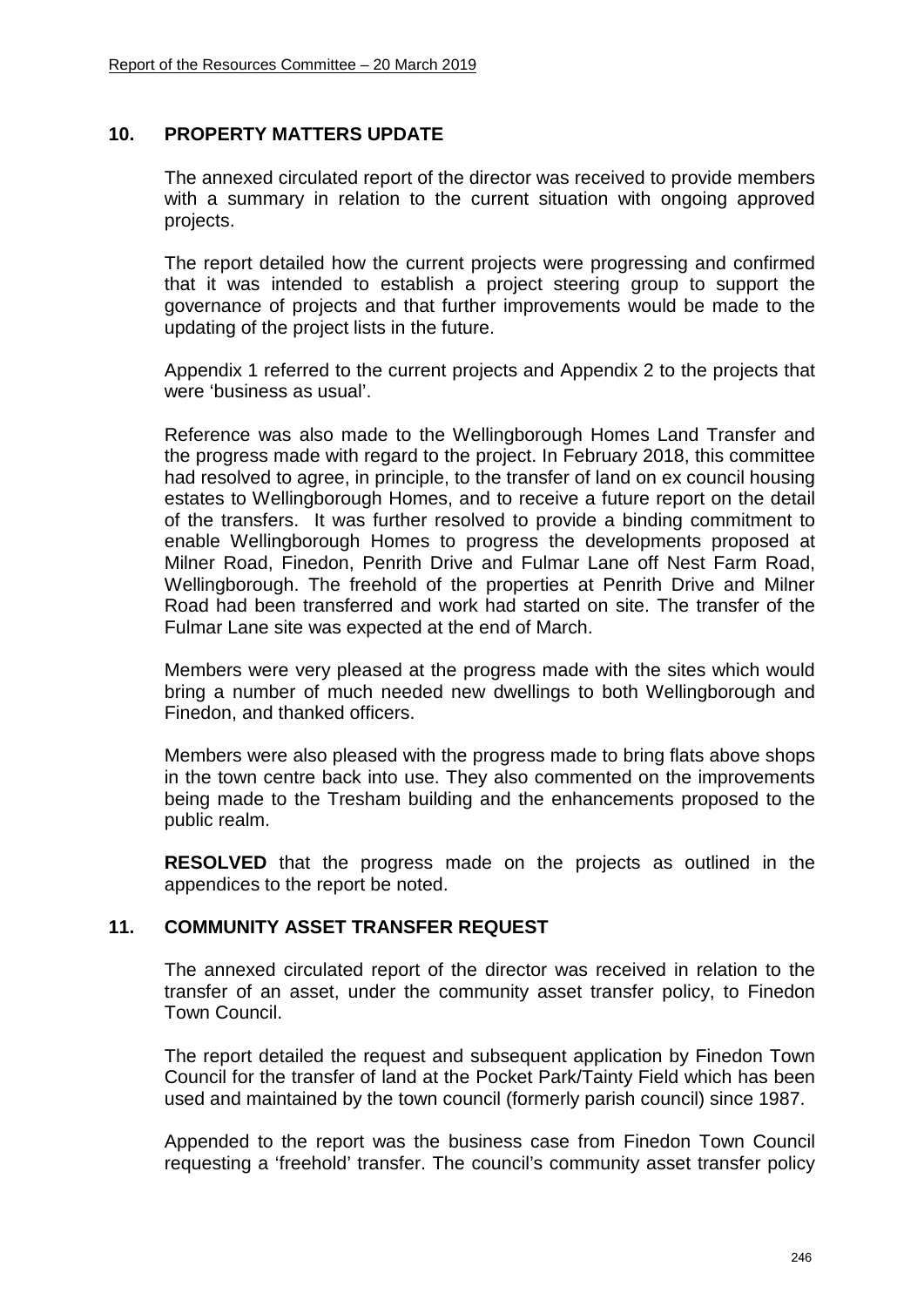## 10. PROPERTY MATTERS UPDATE

The annexed circulated report of the director was received to provide members with a summary in relation to the current situation with ongoing approved projects.

The report detailed how the current projects were progressing and confirmed that it was intended to establish a project steering group to support the governance of projects and that further improvements would be made to the updating of the project lists in the future.

Appendix 1 referred to the current projects and Appendix 2 to the projects that were 'business as usual'.

Reference was also made to the Wellingborough Homes Land Transfer and the progress made with regard to the project. In February 2018, this committee had resolved to agree, in principle, to the transfer of land on ex council housing estates to Wellingborough Homes, and to receive a future report on the detail of the transfers. It was further resolved to provide a binding commitment to enable Wellingborough Homes to progress the developments proposed at Milner Road, Finedon, Penrith Drive and Fulmar Lane off Nest Farm Road, Wellingborough. The freehold of the properties at Penrith Drive and Milner Road had been transferred and work had started on site. The transfer of the Fulmar Lane site was expected at the end of March.

Members were very pleased at the progress made with the sites which would bring a number of much needed new dwellings to both Wellingborough and Finedon, and thanked officers.

Members were also pleased with the progress made to bring flats above shops in the town centre back into use. They also commented on the improvements being made to the Tresham building and the enhancements proposed to the public realm.

**RESOLVED** that the progress made on the projects as outlined in the appendices to the report be noted.

## 11. COMMUNITY ASSET TRANSFER REQUEST

The annexed circulated report of the director was received in relation to the transfer of an asset, under the community asset transfer policy, to Finedon Town Council.

The report detailed the request and subsequent application by Finedon Town Council for the transfer of land at the Pocket Park/Tainty Field which has been used and maintained by the town council (formerly parish council) since 1987.

Appended to the report was the business case from Finedon Town Council requesting a 'freehold' transfer. The council's community asset transfer policy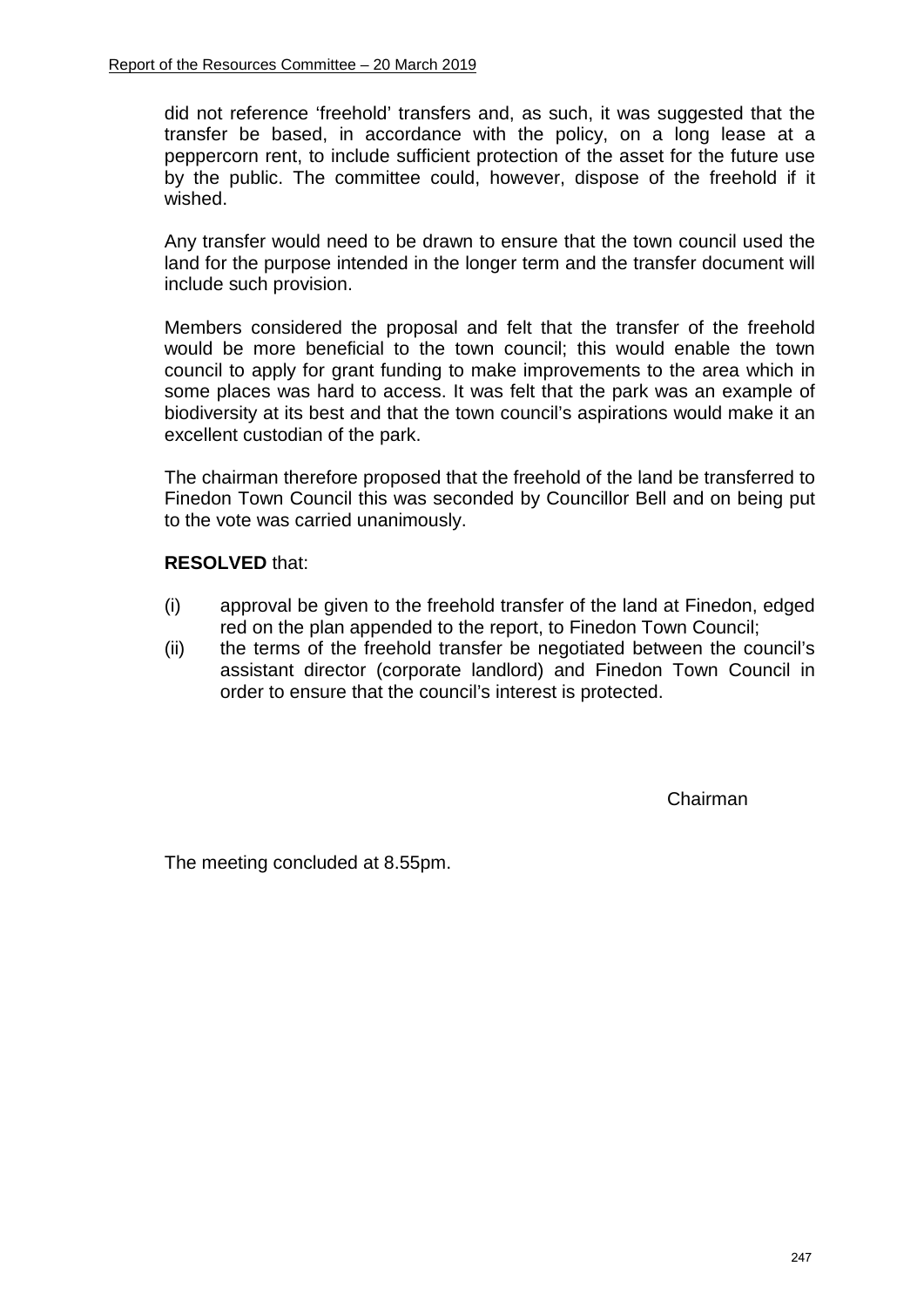did not reference 'freehold' transfers and, as such, it was suggested that the transfer be based, in accordance with the policy, on a long lease at a peppercorn rent, to include sufficient protection of the asset for the future use by the public. The committee could, however, dispose of the freehold if it wished.

Any transfer would need to be drawn to ensure that the town council used the land for the purpose intended in the longer term and the transfer document will include such provision.

Members considered the proposal and felt that the transfer of the freehold would be more beneficial to the town council; this would enable the town council to apply for grant funding to make improvements to the area which in some places was hard to access. It was felt that the park was an example of biodiversity at its best and that the town council's aspirations would make it an excellent custodian of the park.

The chairman therefore proposed that the freehold of the land be transferred to Finedon Town Council this was seconded by Councillor Bell and on being put to the vote was carried unanimously.

**RESOLVED** that:

(i) approval be given to the freehold transfer of the land at Finedon, edged red on the plan appended to the report, to Finedon Town Council;

(ii) the terms of the freehold transfer be negotiated between the council's assistant director (corporate landlord) and Finedon Town Council in order to ensure that the council's interest is protected.

Chairman

The meeting concluded at 8.55pm.